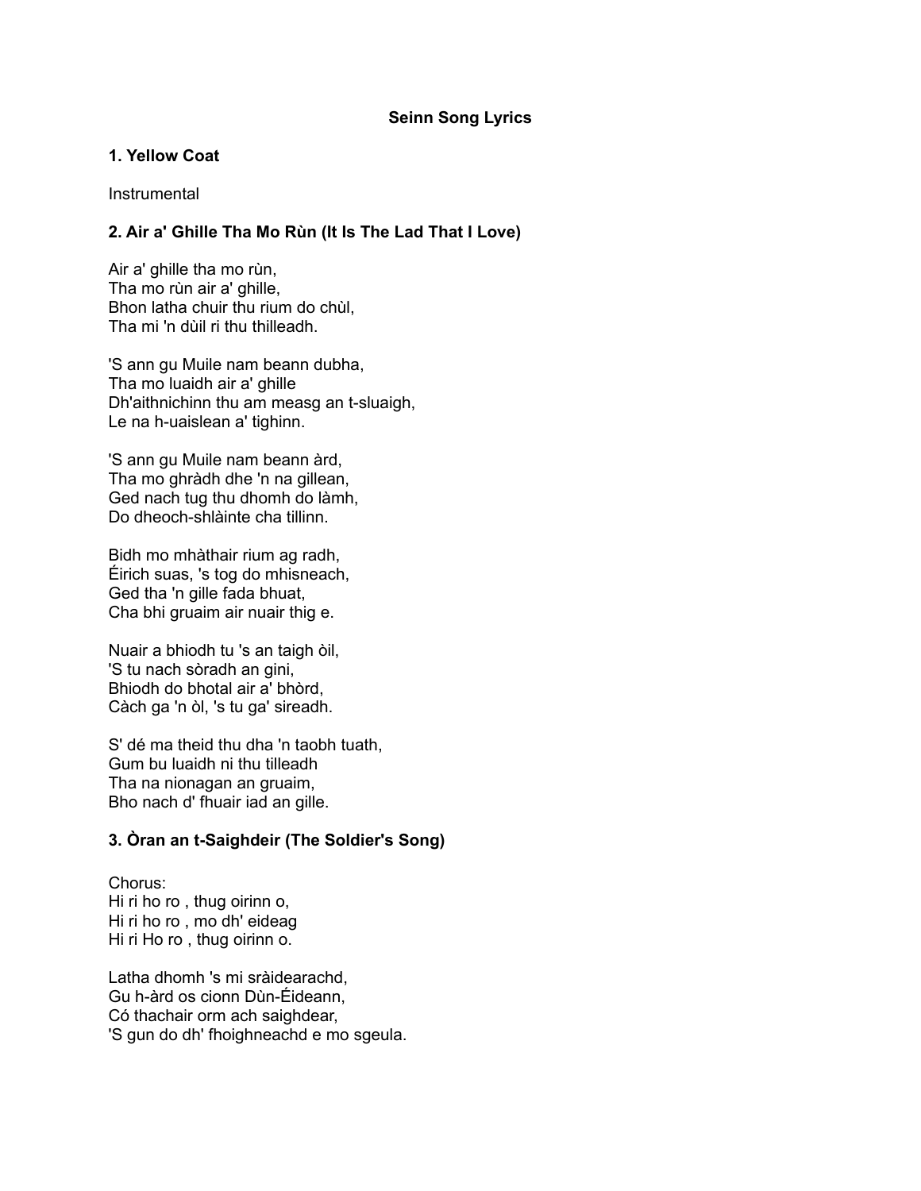# Seinn Song Lyrics

## 1. Yellow Coat

Instrumental

## 2. Air a' Ghille Tha Mo Rùn (It Is The Lad That I Love)

Air a' ghille tha mo rùn,
Tha mo rùn air a' ghille,
Bhon latha chuir thu rium do chùl,
Tha mi 'n dùil ri thu thilleadh.

'S ann gu Muile nam beann dubha,
Tha mo luaidh air a' ghille
Dh'aithnichinn thu am measg an t-sluaigh,
Le na h-uaislean a' tighinn.

'S ann gu Muile nam beann àrd,
Tha mo ghràdh dhe 'n na gillean,
Ged nach tug thu dhomh do làmh,
Do dheoch-shlàinte cha tillinn.

Bidh mo mhàthair rium ag radh,
Éirich suas, 's tog do mhisneach,
Ged tha 'n gille fada bhuat,
Cha bhi gruaim air nuair thig e.

Nuair a bhiodh tu 's an taigh òil,
'S tu nach sòradh an gini,
Bhiodh do bhotal air a' bhòrd,
Càch ga 'n òl, 's tu ga' sireadh.

S' dé ma theid thu dha 'n taobh tuath,
Gum bu luaidh ni thu tilleadh
Tha na nionagan an gruaim,
Bho nach d' fhuair iad an gille.

## 3. Òran an t-Saighdeir (The Soldier's Song)

Chorus:
Hi ri ho ro , thug oirinn o,
Hi ri ho ro , mo dh' eideag
Hi ri Ho ro , thug oirinn o.

Latha dhomh 's mi sràidearachd,
Gu h-àrd os cionn Dùn-Éideann,
Có thachair orm ach saighdear,
'S gun do dh' fhoighneachd e mo sgeula.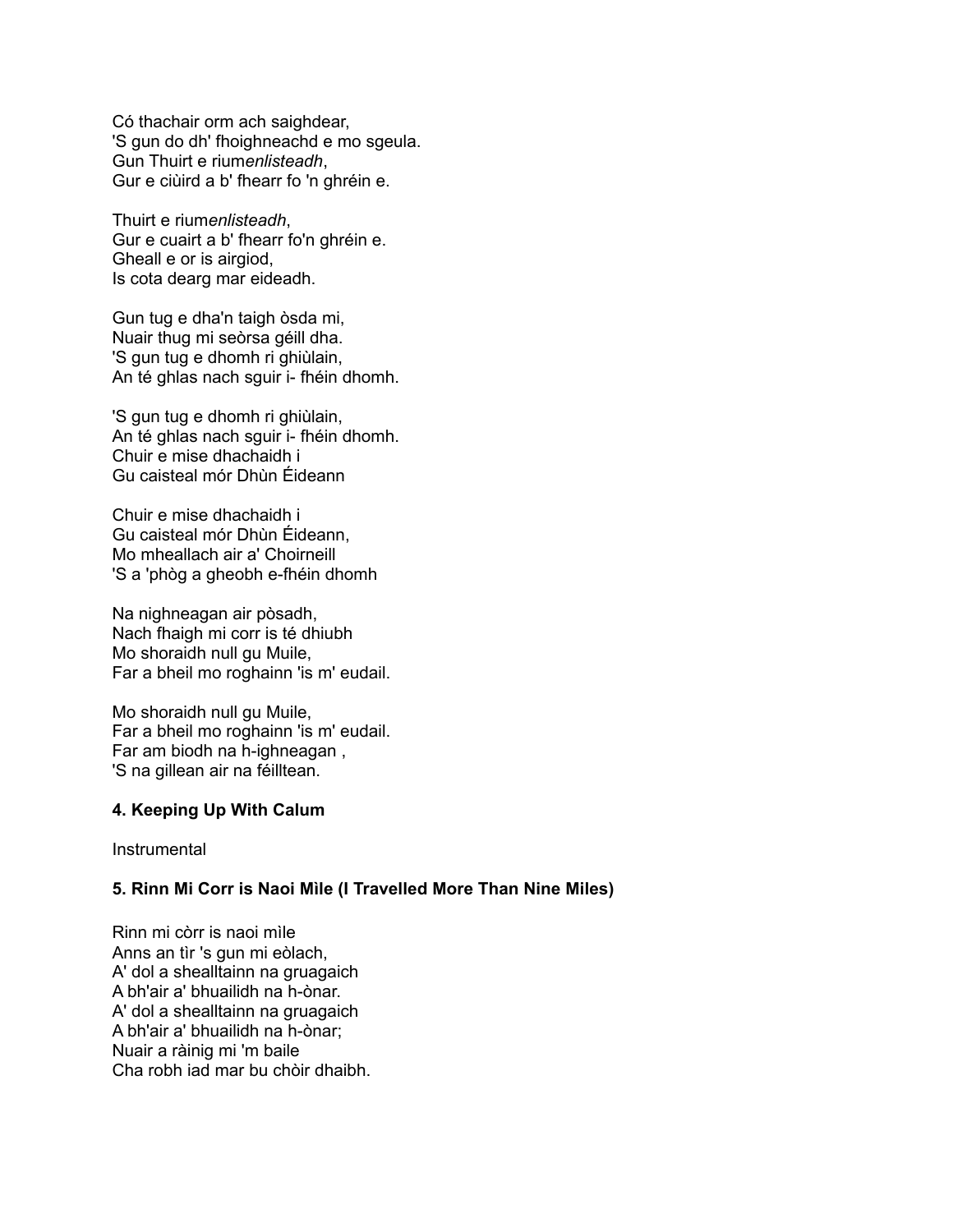Có thachair orm ach saighdear,
'S gun do dh' fhoighneachd e mo sgeula.
Gun Thuirt e rium*enlisteadh*,
Gur e ciùird a b' fhearr fo 'n ghréin e.

Thuirt e rium*enlisteadh*,
Gur e cuairt a b' fhearr fo'n ghréin e.
Gheall e or is airgiod,
Is cota dearg mar eideadh.

Gun tug e dha'n taigh òsda mi,
Nuair thug mi seòrsa géill dha.
'S gun tug e dhomh ri ghiùlain,
An té ghlas nach sguir i- fhéin dhomh.

'S gun tug e dhomh ri ghiùlain,
An té ghlas nach sguir i- fhéin dhomh.
Chuir e mise dhachaidh i
Gu caisteal mór Dhùn Éideann

Chuir e mise dhachaidh i
Gu caisteal mór Dhùn Éideann,
Mo mheallach air a' Choirneill
'S a 'phòg a gheobh e-fhéin dhomh

Na nighneagan air pòsadh,
Nach fhaigh mi corr is té dhiubh
Mo shoraidh null gu Muile,
Far a bheil mo roghainn 'is m' eudail.

Mo shoraidh null gu Muile,
Far a bheil mo roghainn 'is m' eudail.
Far am biodh na h-ighneagan ,
'S na gillean air na féilltean.

**4. Keeping Up With Calum**

Instrumental

**5. Rinn Mi Corr is Naoi Mìle (I Travelled More Than Nine Miles)**

Rinn mi còrr is naoi mìle
Anns an tìr 's gun mi eòlach,
A' dol a shealltainn na gruagaich
A bh'air a' bhuailidh na h-ònar.
A' dol a shealltainn na gruagaich
A bh'air a' bhuailidh na h-ònar;
Nuair a ràinig mi 'm baile
Cha robh iad mar bu chòir dhaibh.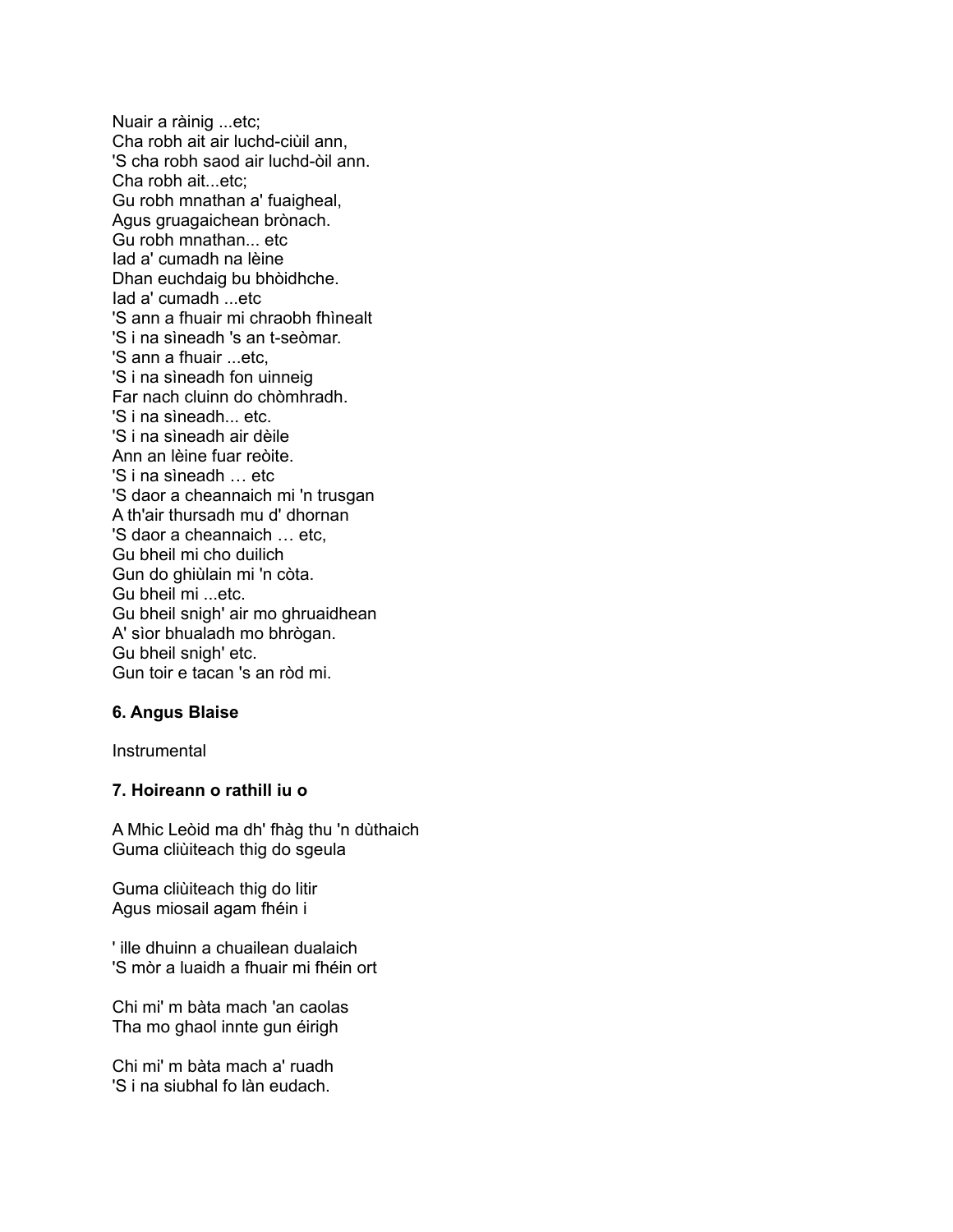Nuair a ràinig ...etc;
Cha robh ait air luchd-ciùil ann,
'S cha robh saod air luchd-òil ann.
Cha robh ait...etc;
Gu robh mnathan a' fuaigheal,
Agus gruagaichean brònach.
Gu robh mnathan... etc
Iad a' cumadh na lèine
Dhan euchdaig bu bhòidhche.
Iad a' cumadh ...etc
'S ann a fhuair mi chraobh fhìnealt
'S i na sìneadh 's an t-seòmar.
'S ann a fhuair ...etc,
'S i na sìneadh fon uinneig
Far nach cluinn do chòmhradh.
'S i na sìneadh... etc.
'S i na sìneadh air dèile
Ann an lèine fuar reòite.
'S i na sìneadh … etc
'S daor a cheannaich mi 'n trusgan
A th'air thursadh mu d' dhornan
'S daor a cheannaich … etc,
Gu bheil mi cho duilich
Gun do ghiùlain mi 'n còta.
Gu bheil mi ...etc.
Gu bheil snigh' air mo ghruaidhean
A' sìor bhualadh mo bhrògan.
Gu bheil snigh' etc.
Gun toir e tacan 's an ròd mi.

**6. Angus Blaise**

Instrumental

**7. Hoireann o rathill iu o**

A Mhic Leòid ma dh' fhàg thu 'n dùthaich
Guma cliùiteach thig do sgeula

Guma cliùiteach thig do litir
Agus miosail agam fhéin i

' ille dhuinn a chuailean dualaich
'S mòr a luaidh a fhuair mi fhéin ort

Chi mi' m bàta mach 'an caolas
Tha mo ghaol innte gun éirigh

Chi mi' m bàta mach a' ruadh
'S i na siubhal fo làn eudach.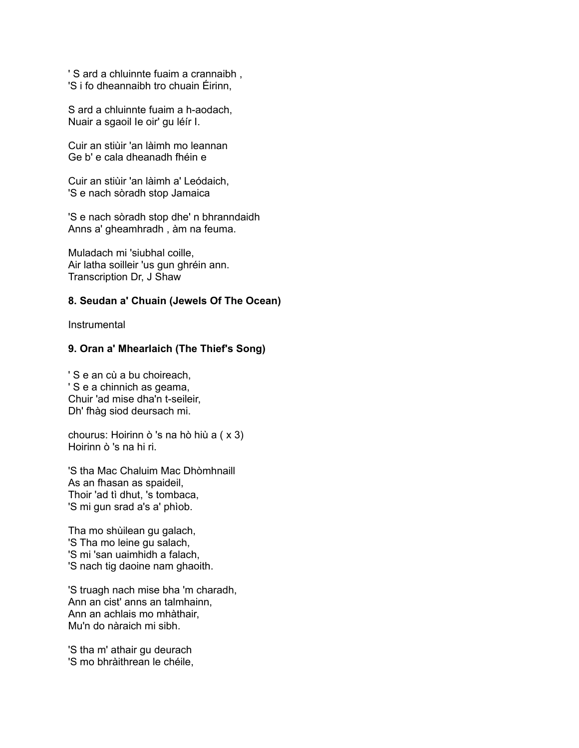' S ard a chluinnte fuaim a crannaibh ,
'S i fo dheannaibh tro chuain Éirinn,

S ard a chluinnte fuaim a h-aodach,
Nuair a sgaoil Ie oir' gu léír I.

Cuir an stiùir 'an làimh mo leannan
Ge b' e cala dheanadh fhéin e

Cuir an stiùir 'an làimh a' Leódaich,
'S e nach sòradh stop Jamaica

'S e nach sòradh stop dhe' n bhranndaidh
Anns a' gheamhradh , àm na feuma.

Muladach mi 'siubhal coille,
Air latha soilleir 'us gun ghréin ann.
Transcription Dr, J Shaw

**8. Seudan a' Chuain (Jewels Of The Ocean)**

Instrumental

**9. Oran a' Mhearlaich (The Thief's Song)**

' S e an cù a bu choireach,
' S e a chinnich as geama,
Chuir 'ad mise dha'n t-seileir,
Dh' fhàg siod deursach mi.

chourus: Hoirinn ò 's na hò hiù a ( x 3)
Hoirinn ò 's na hi ri.

'S tha Mac Chaluim Mac Dhòmhnaill
As an fhasan as spaideil,
Thoir 'ad tì dhut, 's tombaca,
'S mi gun srad a's a' phìob.

Tha mo shùilean gu galach,
'S Tha mo leine gu salach,
'S mi 'san uaimhidh a falach,
'S nach tig daoine nam ghaoith.

'S truagh nach mise bha 'm charadh,
Ann an cist' anns an talmhainn,
Ann an achlais mo mhàthair,
Mu'n do nàraich mi sibh.

'S tha m' athair gu deurach
'S mo bhràithrean le chéile,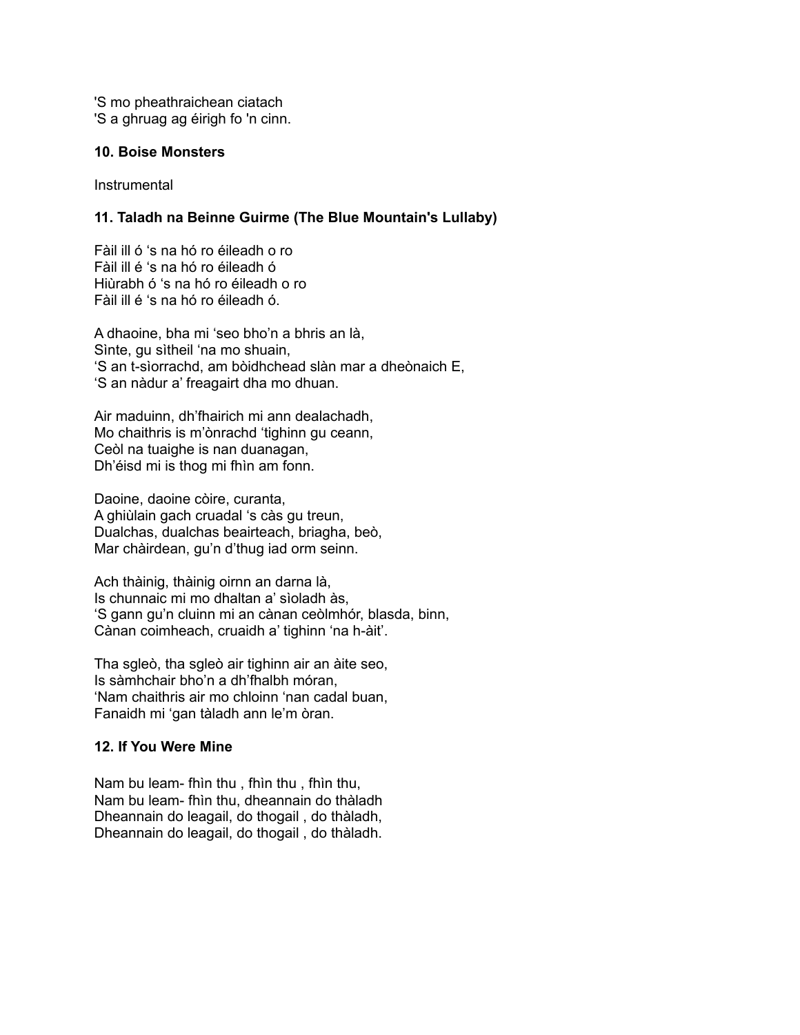'S mo pheathraichean ciatach
'S a ghruag ag éirigh fo 'n cinn.

**10. Boise Monsters**

Instrumental

**11. Taladh na Beinne Guirme (The Blue Mountain's Lullaby)**

Fàil ill ó 's na hó ro éileadh o ro
Fàil ill é 's na hó ro éileadh ó
Hiùrabh ó 's na hó ro éileadh o ro
Fàil ill é 's na hó ro éileadh ó.

A dhaoine, bha mi 'seo bho'n a bhris an là,
Sìnte, gu sìtheil 'na mo shuain,
'S an t-sìorrachd, am bòidhchead slàn mar a dheònaich E,
'S an nàdur a' freagairt dha mo dhuan.

Air maduinn, dh'fhairich mi ann dealachadh,
Mo chaithris is m'ònrachd 'tighinn gu ceann,
Ceòl na tuaighe is nan duanagan,
Dh'éisd mi is thog mi fhìn am fonn.

Daoine, daoine còire, curanta,
A ghiùlain gach cruadal 's càs gu treun,
Dualchas, dualchas beairteach, briagha, beò,
Mar chàirdean, gu'n d'thug iad orm seinn.

Ach thàinig, thàinig oirnn an darna là,
Is chunnaic mi mo dhaltan a' sìoladh às,
'S gann gu'n cluinn mi an cànan ceòlmhór, blasda, binn,
Cànan coimheach, cruaidh a' tighinn 'na h-àit'.

Tha sgleò, tha sgleò air tighinn air an àite seo,
Is sàmhchair bho'n a dh'fhalbh móran,
'Nam chaithris air mo chloinn 'nan cadal buan,
Fanaidh mi 'gan tàladh ann le'm òran.

**12. If You Were Mine**

Nam bu leam- fhìn thu , fhìn thu , fhìn thu,
Nam bu leam- fhìn thu, dheannain do thàladh
Dheannain do leagail, do thogail , do thàladh,
Dheannain do leagail, do thogail , do thàladh.